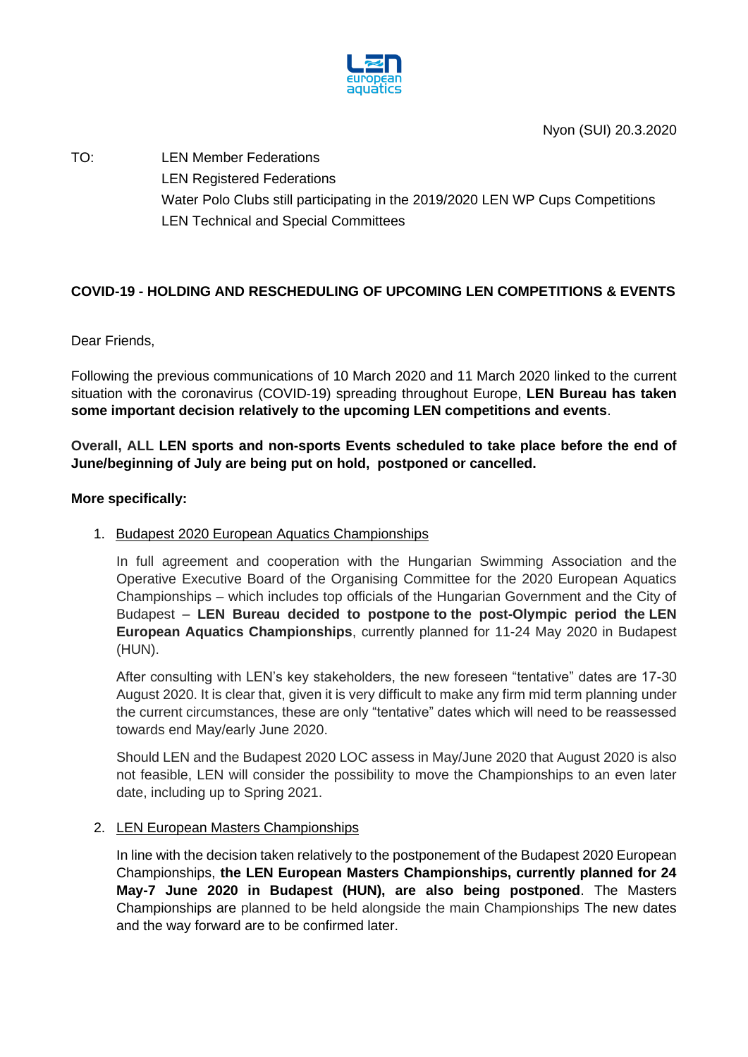Nyon (SUI) 20.3.2020

TO: LEN Member Federations
LEN Registered Federations
Water Polo Clubs still participating in the 2019/2020 LEN WP Cups Competitions
LEN Technical and Special Committees

**COVID-19 - HOLDING AND RESCHEDULING OF UPCOMING LEN COMPETITIONS & EVENTS**

Dear Friends,

Following the previous communications of 10 March 2020 and 11 March 2020 linked to the current situation with the coronavirus (COVID-19) spreading throughout Europe, **LEN Bureau has taken some important decision relatively to the upcoming LEN competitions and events**.

**Overall, ALL LEN sports and non-sports Events scheduled to take place before the end of June/beginning of July are being put on hold, postponed or cancelled.**

**More specifically:**

1. Budapest 2020 European Aquatics Championships

   In full agreement and cooperation with the Hungarian Swimming Association and the Operative Executive Board of the Organising Committee for the 2020 European Aquatics Championships – which includes top officials of the Hungarian Government and the City of Budapest – **LEN Bureau decided to postpone to the post-Olympic period the LEN European Aquatics Championships**, currently planned for 11-24 May 2020 in Budapest (HUN).

   After consulting with LEN's key stakeholders, the new foreseen "tentative" dates are 17-30 August 2020. It is clear that, given it is very difficult to make any firm mid term planning under the current circumstances, these are only "tentative" dates which will need to be reassessed towards end May/early June 2020.

   Should LEN and the Budapest 2020 LOC assess in May/June 2020 that August 2020 is also not feasible, LEN will consider the possibility to move the Championships to an even later date, including up to Spring 2021.

2. LEN European Masters Championships

   In line with the decision taken relatively to the postponement of the Budapest 2020 European Championships, **the LEN European Masters Championships, currently planned for 24 May-7 June 2020 in Budapest (HUN), are also being postponed**. The Masters Championships are planned to be held alongside the main Championships The new dates and the way forward are to be confirmed later.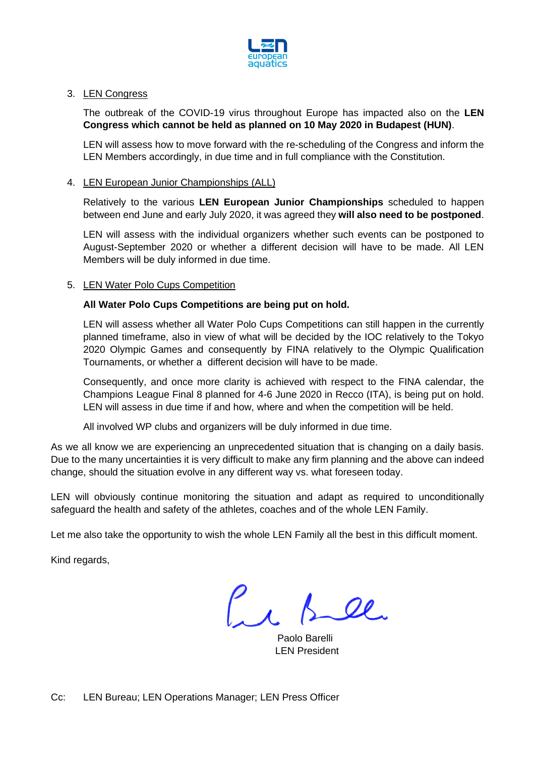3. LEN Congress

   The outbreak of the COVID-19 virus throughout Europe has impacted also on the **LEN Congress which cannot be held as planned on 10 May 2020 in Budapest (HUN)**.

   LEN will assess how to move forward with the re-scheduling of the Congress and inform the LEN Members accordingly, in due time and in full compliance with the Constitution.

4. LEN European Junior Championships (ALL)

   Relatively to the various **LEN European Junior Championships** scheduled to happen between end June and early July 2020, it was agreed they **will also need to be postponed**.

   LEN will assess with the individual organizers whether such events can be postponed to August-September 2020 or whether a different decision will have to be made. All LEN Members will be duly informed in due time.

5. LEN Water Polo Cups Competition

   **All Water Polo Cups Competitions are being put on hold.**

   LEN will assess whether all Water Polo Cups Competitions can still happen in the currently planned timeframe, also in view of what will be decided by the IOC relatively to the Tokyo 2020 Olympic Games and consequently by FINA relatively to the Olympic Qualification Tournaments, or whether a different decision will have to be made.

   Consequently, and once more clarity is achieved with respect to the FINA calendar, the Champions League Final 8 planned for 4-6 June 2020 in Recco (ITA), is being put on hold. LEN will assess in due time if and how, where and when the competition will be held.

   All involved WP clubs and organizers will be duly informed in due time.

As we all know we are experiencing an unprecedented situation that is changing on a daily basis. Due to the many uncertainties it is very difficult to make any firm planning and the above can indeed change, should the situation evolve in any different way vs. what foreseen today.

LEN will obviously continue monitoring the situation and adapt as required to unconditionally safeguard the health and safety of the athletes, coaches and of the whole LEN Family.

Let me also take the opportunity to wish the whole LEN Family all the best in this difficult moment.

Kind regards,

Paolo Barelli
LEN President

Cc: LEN Bureau; LEN Operations Manager; LEN Press Officer